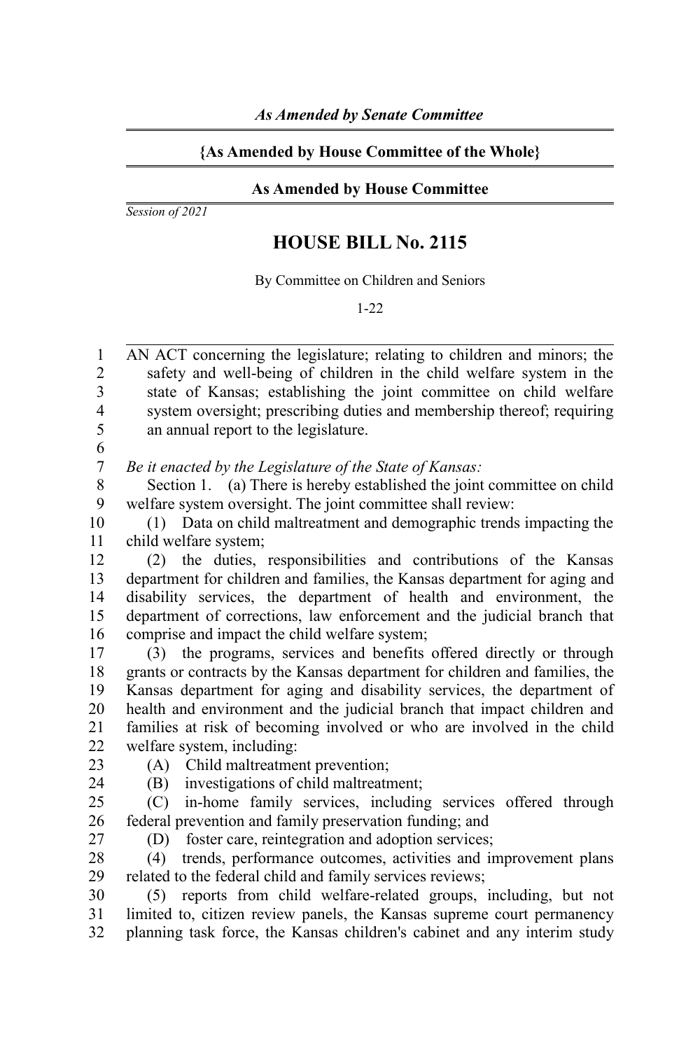*As Amended by Senate Committee*

**{As Amended by House Committee of the Whole}**

**As Amended by House Committee**

*Session of 2021*

# HOUSE BILL No. 2115

By Committee on Children and Seniors

1-22

AN ACT concerning the legislature; relating to children and minors; the safety and well-being of children in the child welfare system in the state of Kansas; establishing the joint committee on child welfare system oversight; prescribing duties and membership thereof; requiring an annual report to the legislature.

*Be it enacted by the Legislature of the State of Kansas:*

Section 1. (a) There is hereby established the joint committee on child welfare system oversight. The joint committee shall review:

(1) Data on child maltreatment and demographic trends impacting the child welfare system;

(2) the duties, responsibilities and contributions of the Kansas department for children and families, the Kansas department for aging and disability services, the department of health and environment, the department of corrections, law enforcement and the judicial branch that comprise and impact the child welfare system;

(3) the programs, services and benefits offered directly or through grants or contracts by the Kansas department for children and families, the Kansas department for aging and disability services, the department of health and environment and the judicial branch that impact children and families at risk of becoming involved or who are involved in the child welfare system, including:

(A) Child maltreatment prevention;

(B) investigations of child maltreatment;

(C) in-home family services, including services offered through federal prevention and family preservation funding; and

(D) foster care, reintegration and adoption services;

(4) trends, performance outcomes, activities and improvement plans related to the federal child and family services reviews;

(5) reports from child welfare-related groups, including, but not limited to, citizen review panels, the Kansas supreme court permanency planning task force, the Kansas children's cabinet and any interim study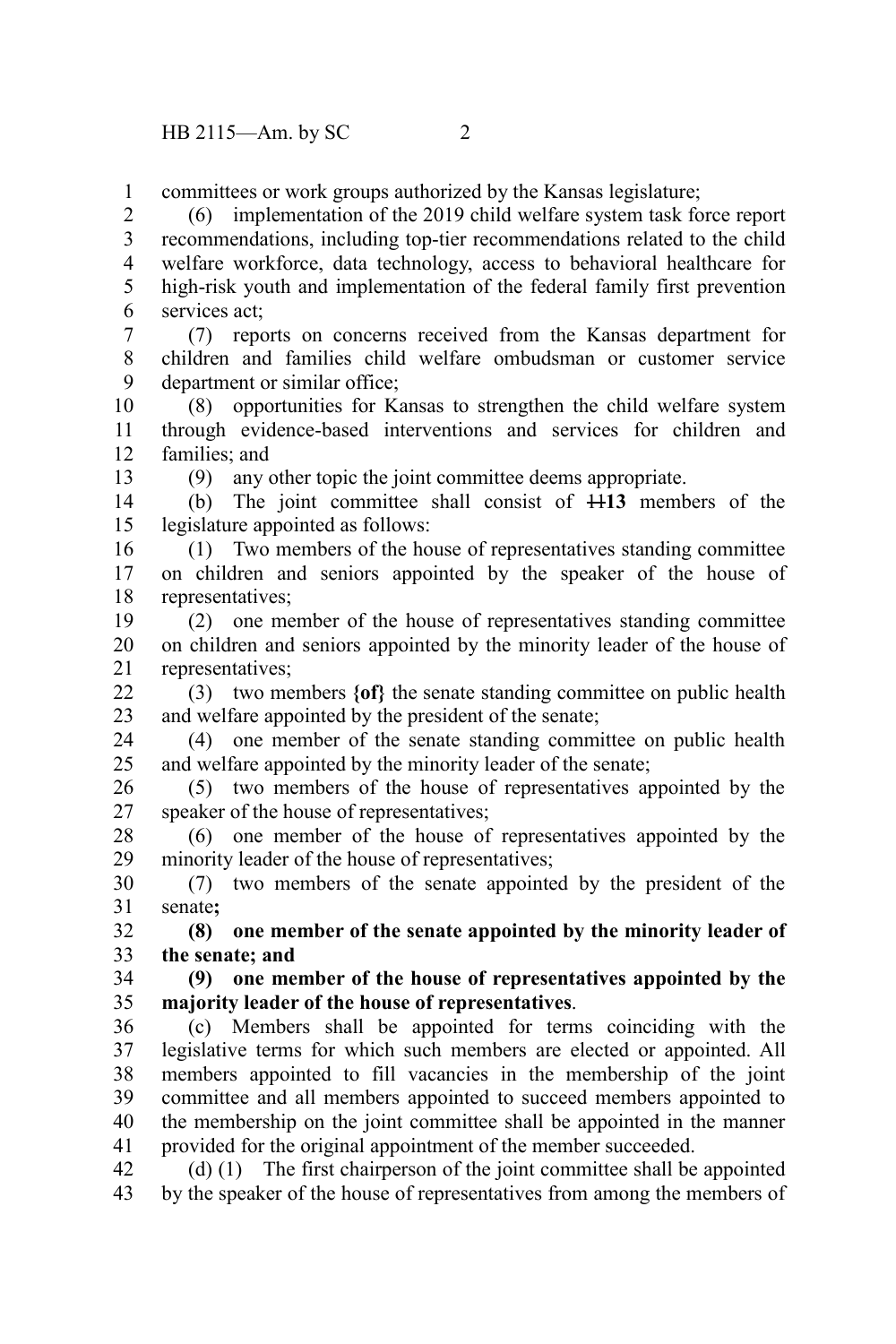committees or work groups authorized by the Kansas legislature;

(6) implementation of the 2019 child welfare system task force report recommendations, including top-tier recommendations related to the child welfare workforce, data technology, access to behavioral healthcare for high-risk youth and implementation of the federal family first prevention services act;

(7) reports on concerns received from the Kansas department for children and families child welfare ombudsman or customer service department or similar office;

(8) opportunities for Kansas to strengthen the child welfare system through evidence-based interventions and services for children and families; and

(9) any other topic the joint committee deems appropriate.

(b) The joint committee shall consist of ~~11~~**13** members of the legislature appointed as follows:

(1) Two members of the house of representatives standing committee on children and seniors appointed by the speaker of the house of representatives;

(2) one member of the house of representatives standing committee on children and seniors appointed by the minority leader of the house of representatives;

(3) two members **{of}** the senate standing committee on public health and welfare appointed by the president of the senate;

(4) one member of the senate standing committee on public health and welfare appointed by the minority leader of the senate;

(5) two members of the house of representatives appointed by the speaker of the house of representatives;

(6) one member of the house of representatives appointed by the minority leader of the house of representatives;

(7) two members of the senate appointed by the president of the senate**;**

**(8) one member of the senate appointed by the minority leader of the senate; and**

**(9) one member of the house of representatives appointed by the majority leader of the house of representatives**.

(c) Members shall be appointed for terms coinciding with the legislative terms for which such members are elected or appointed. All members appointed to fill vacancies in the membership of the joint committee and all members appointed to succeed members appointed to the membership on the joint committee shall be appointed in the manner provided for the original appointment of the member succeeded.

(d) (1) The first chairperson of the joint committee shall be appointed by the speaker of the house of representatives from among the members of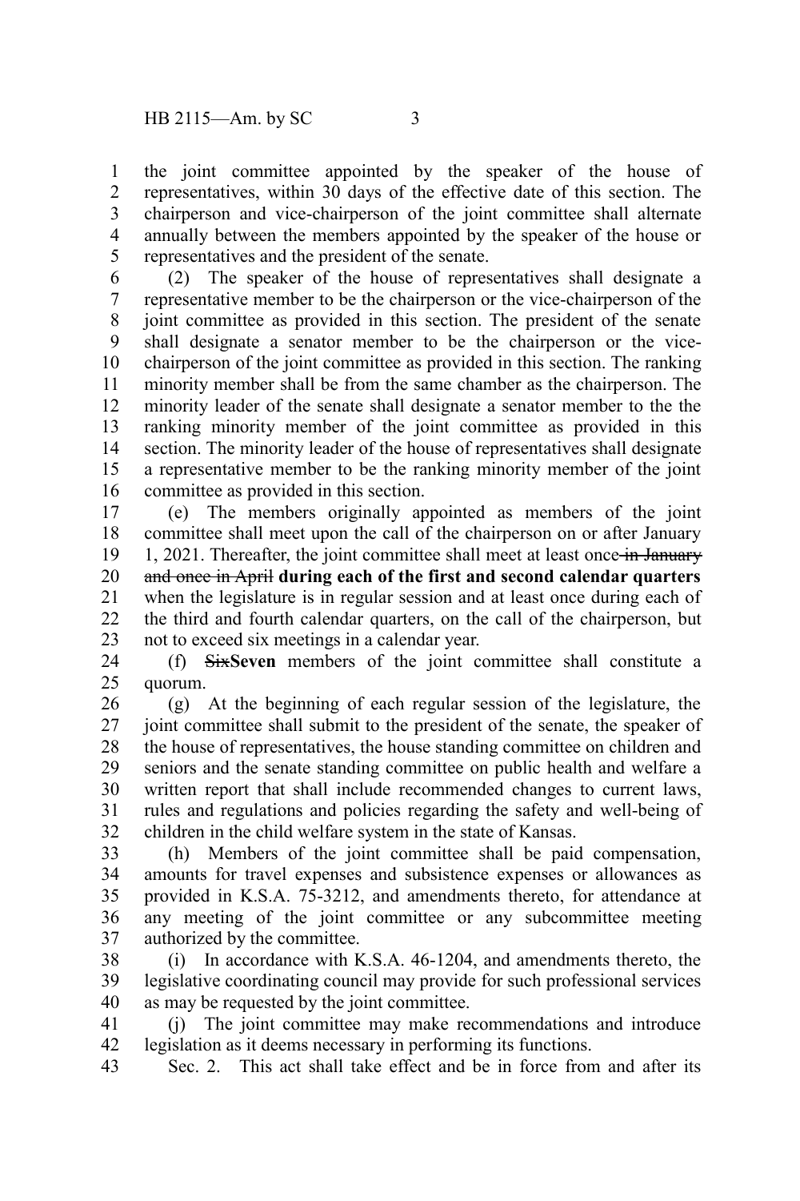the joint committee appointed by the speaker of the house of representatives, within 30 days of the effective date of this section. The chairperson and vice-chairperson of the joint committee shall alternate annually between the members appointed by the speaker of the house or representatives and the president of the senate.

(2) The speaker of the house of representatives shall designate a representative member to be the chairperson or the vice-chairperson of the joint committee as provided in this section. The president of the senate shall designate a senator member to be the chairperson or the vice-chairperson of the joint committee as provided in this section. The ranking minority member shall be from the same chamber as the chairperson. The minority leader of the senate shall designate a senator member to the the ranking minority member of the joint committee as provided in this section. The minority leader of the house of representatives shall designate a representative member to be the ranking minority member of the joint committee as provided in this section.

(e) The members originally appointed as members of the joint committee shall meet upon the call of the chairperson on or after January 1, 2021. Thereafter, the joint committee shall meet at least once ~~in January and once in April~~ **during each of the first and second calendar quarters** when the legislature is in regular session and at least once during each of the third and fourth calendar quarters, on the call of the chairperson, but not to exceed six meetings in a calendar year.

(f) ~~Six~~**Seven** members of the joint committee shall constitute a quorum.

(g) At the beginning of each regular session of the legislature, the joint committee shall submit to the president of the senate, the speaker of the house of representatives, the house standing committee on children and seniors and the senate standing committee on public health and welfare a written report that shall include recommended changes to current laws, rules and regulations and policies regarding the safety and well-being of children in the child welfare system in the state of Kansas.

(h) Members of the joint committee shall be paid compensation, amounts for travel expenses and subsistence expenses or allowances as provided in K.S.A. 75-3212, and amendments thereto, for attendance at any meeting of the joint committee or any subcommittee meeting authorized by the committee.

(i) In accordance with K.S.A. 46-1204, and amendments thereto, the legislative coordinating council may provide for such professional services as may be requested by the joint committee.

(j) The joint committee may make recommendations and introduce legislation as it deems necessary in performing its functions.

Sec. 2. This act shall take effect and be in force from and after its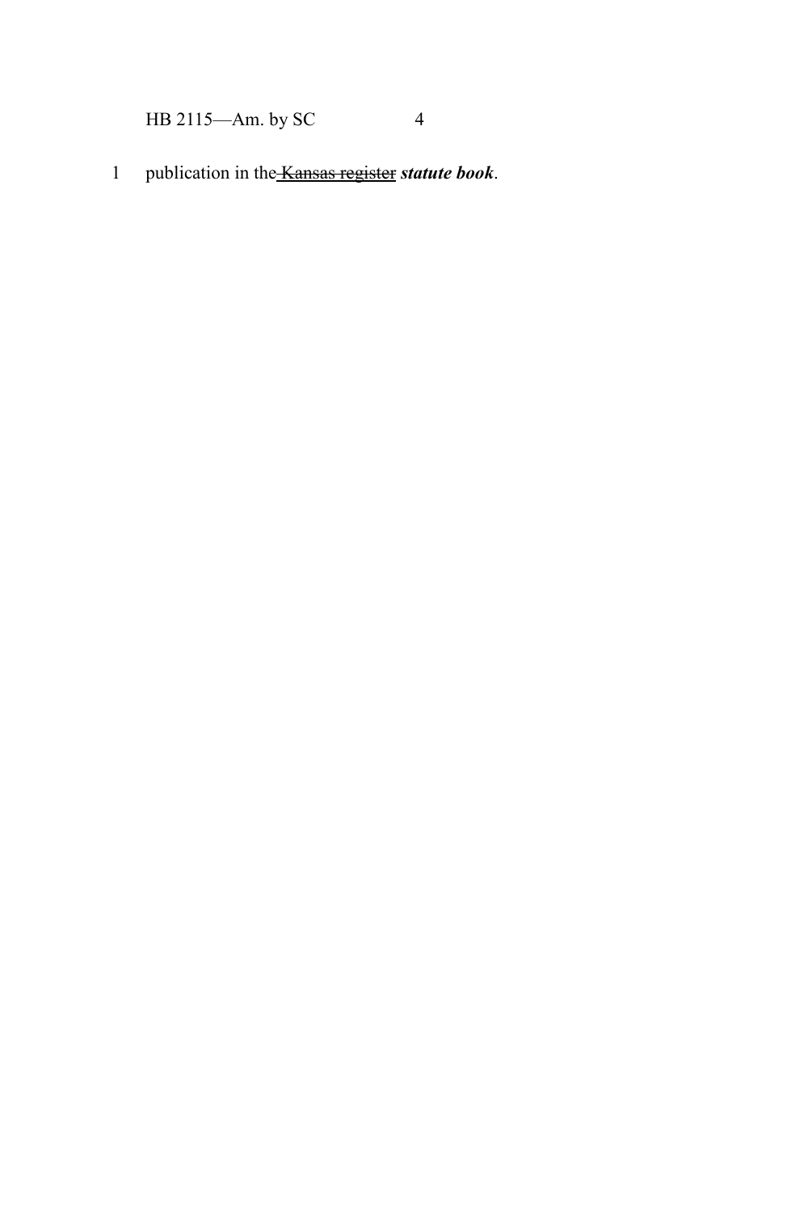publication in the ~~Kansas register~~ ***statute book***.